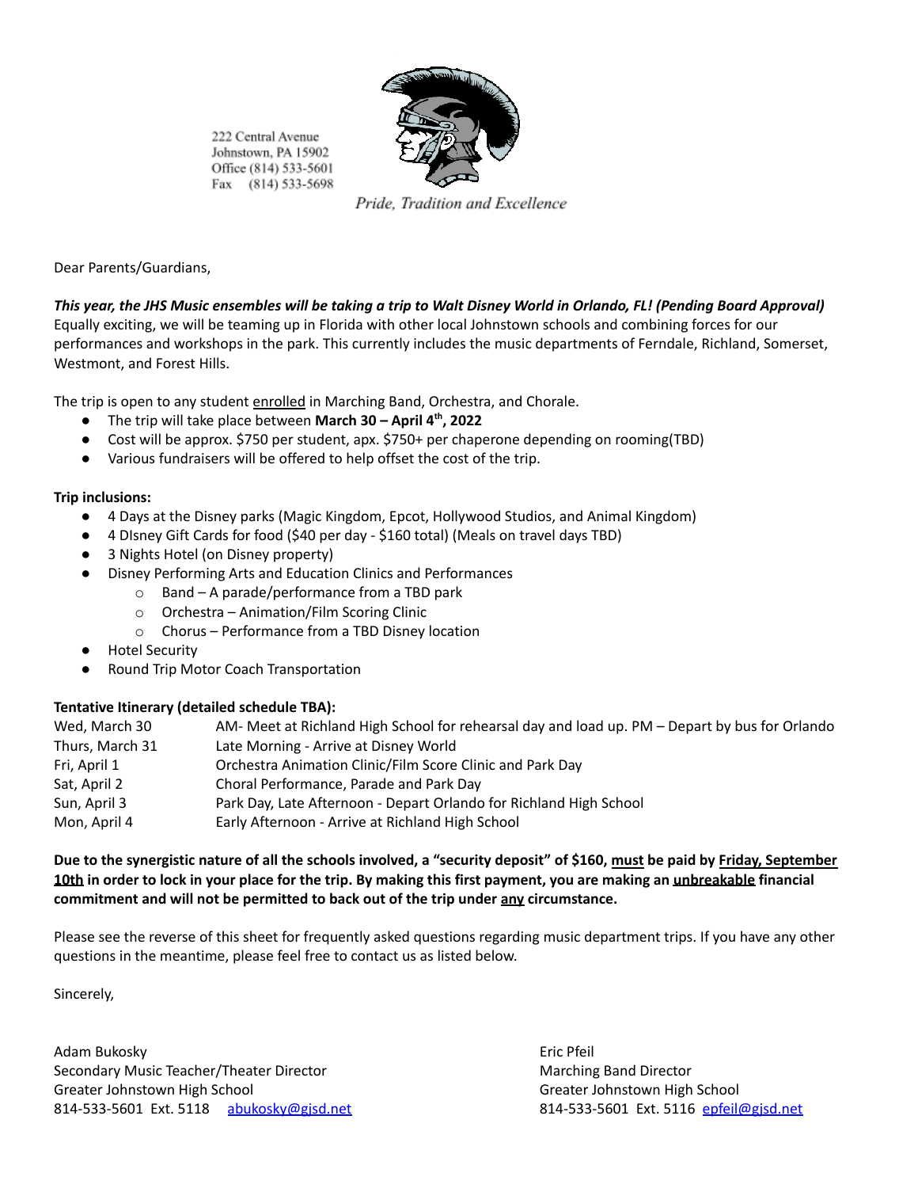222 Central Avenue
Johnstown, PA 15902
Office (814) 533-5601
Fax (814) 533-5698

*Pride, Tradition and Excellence*

Dear Parents/Guardians,

***This year, the JHS Music ensembles will be taking a trip to Walt Disney World in Orlando, FL! (Pending Board Approval)*** Equally exciting, we will be teaming up in Florida with other local Johnstown schools and combining forces for our performances and workshops in the park. This currently includes the music departments of Ferndale, Richland, Somerset, Westmont, and Forest Hills.

The trip is open to any student enrolled in Marching Band, Orchestra, and Chorale.

- The trip will take place between **March 30 – April 4th, 2022**
- Cost will be approx. $750 per student, apx. $750+ per chaperone depending on rooming(TBD)
- Various fundraisers will be offered to help offset the cost of the trip.

**Trip inclusions:**

- 4 Days at the Disney parks (Magic Kingdom, Epcot, Hollywood Studios, and Animal Kingdom)
- 4 DIsney Gift Cards for food ($40 per day - $160 total) (Meals on travel days TBD)
- 3 Nights Hotel (on Disney property)
- Disney Performing Arts and Education Clinics and Performances
  - Band – A parade/performance from a TBD park
  - Orchestra – Animation/Film Scoring Clinic
  - Chorus – Performance from a TBD Disney location
- Hotel Security
- Round Trip Motor Coach Transportation

**Tentative Itinerary (detailed schedule TBA):**

| | |
|---|---|
| Wed, March 30 | AM- Meet at Richland High School for rehearsal day and load up. PM – Depart by bus for Orlando |
| Thurs, March 31 | Late Morning - Arrive at Disney World |
| Fri, April 1 | Orchestra Animation Clinic/Film Score Clinic and Park Day |
| Sat, April 2 | Choral Performance, Parade and Park Day |
| Sun, April 3 | Park Day, Late Afternoon - Depart Orlando for Richland High School |
| Mon, April 4 | Early Afternoon - Arrive at Richland High School |

**Due to the synergistic nature of all the schools involved, a "security deposit" of $160, must be paid by Friday, September 10th in order to lock in your place for the trip. By making this first payment, you are making an unbreakable financial commitment and will not be permitted to back out of the trip under any circumstance.**

Please see the reverse of this sheet for frequently asked questions regarding music department trips. If you have any other questions in the meantime, please feel free to contact us as listed below.

Sincerely,

Adam Bukosky
Secondary Music Teacher/Theater Director
Greater Johnstown High School
814-533-5601 Ext. 5118 abukosky@gjsd.net

Eric Pfeil
Marching Band Director
Greater Johnstown High School
814-533-5601 Ext. 5116 epfeil@gjsd.net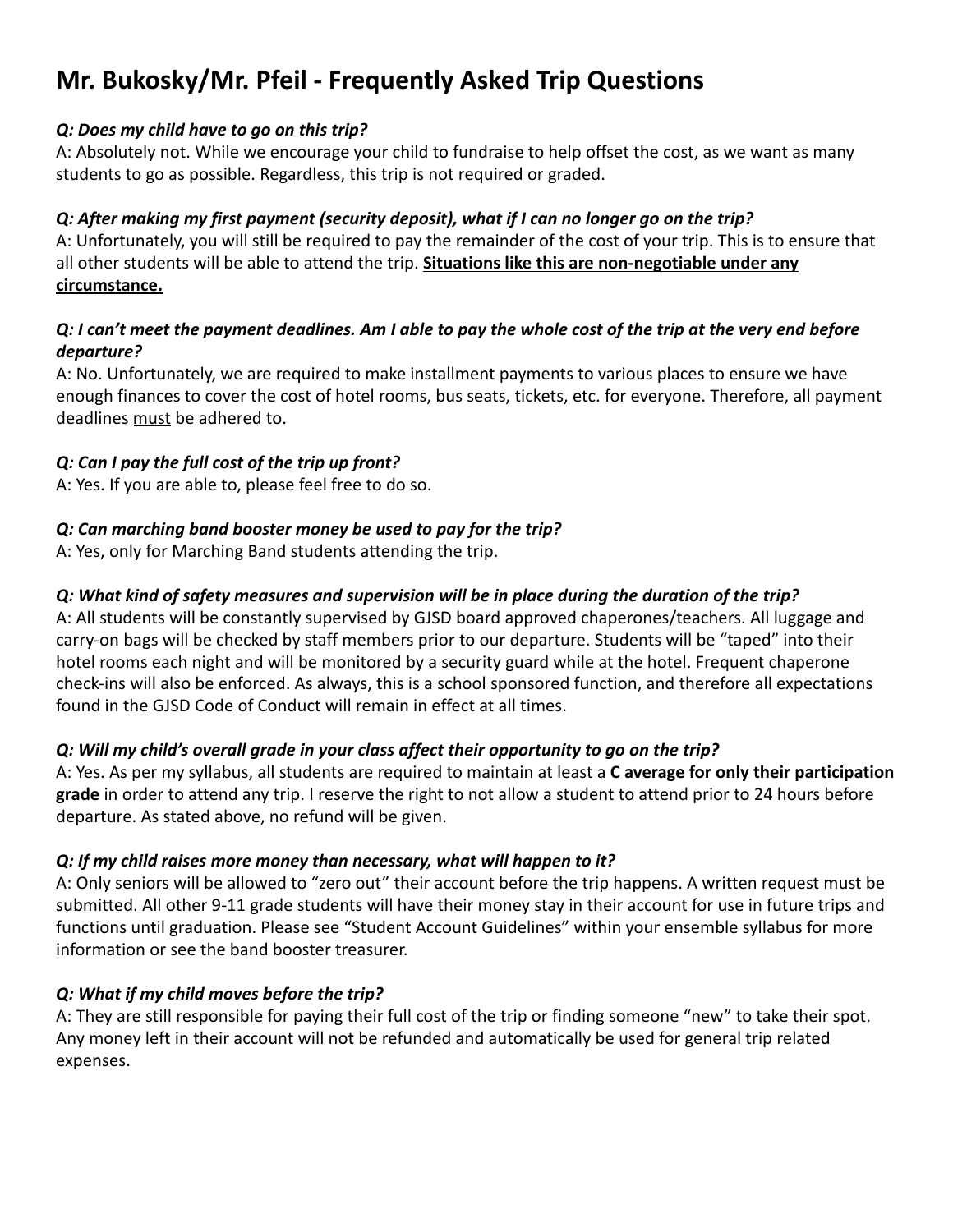# Mr. Bukosky/Mr. Pfeil - Frequently Asked Trip Questions

***Q: Does my child have to go on this trip?***

A: Absolutely not. While we encourage your child to fundraise to help offset the cost, as we want as many students to go as possible. Regardless, this trip is not required or graded.

***Q: After making my first payment (security deposit), what if I can no longer go on the trip?***

A: Unfortunately, you will still be required to pay the remainder of the cost of your trip. This is to ensure that all other students will be able to attend the trip. **<u>Situations like this are non-negotiable under any circumstance.</u>**

***Q: I can't meet the payment deadlines. Am I able to pay the whole cost of the trip at the very end before departure?***

A: No. Unfortunately, we are required to make installment payments to various places to ensure we have enough finances to cover the cost of hotel rooms, bus seats, tickets, etc. for everyone. Therefore, all payment deadlines <u>must</u> be adhered to.

***Q: Can I pay the full cost of the trip up front?***

A: Yes. If you are able to, please feel free to do so.

***Q: Can marching band booster money be used to pay for the trip?***

A: Yes, only for Marching Band students attending the trip.

***Q: What kind of safety measures and supervision will be in place during the duration of the trip?***

A: All students will be constantly supervised by GJSD board approved chaperones/teachers. All luggage and carry-on bags will be checked by staff members prior to our departure. Students will be "taped" into their hotel rooms each night and will be monitored by a security guard while at the hotel. Frequent chaperone check-ins will also be enforced. As always, this is a school sponsored function, and therefore all expectations found in the GJSD Code of Conduct will remain in effect at all times.

***Q: Will my child's overall grade in your class affect their opportunity to go on the trip?***

A: Yes. As per my syllabus, all students are required to maintain at least a **C average for only their participation grade** in order to attend any trip. I reserve the right to not allow a student to attend prior to 24 hours before departure. As stated above, no refund will be given.

***Q: If my child raises more money than necessary, what will happen to it?***

A: Only seniors will be allowed to "zero out" their account before the trip happens. A written request must be submitted. All other 9-11 grade students will have their money stay in their account for use in future trips and functions until graduation. Please see "Student Account Guidelines" within your ensemble syllabus for more information or see the band booster treasurer.

***Q: What if my child moves before the trip?***

A: They are still responsible for paying their full cost of the trip or finding someone "new" to take their spot. Any money left in their account will not be refunded and automatically be used for general trip related expenses.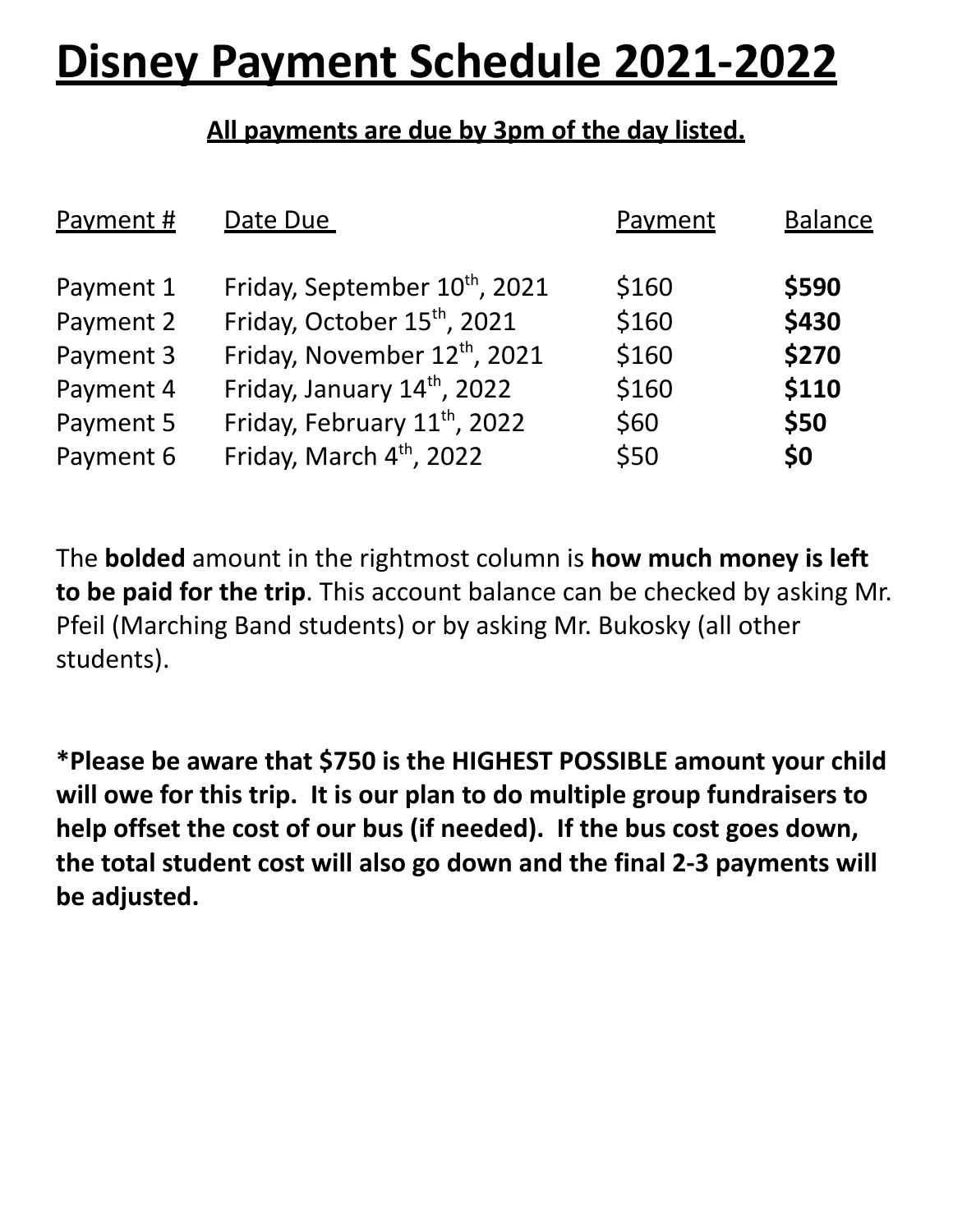# Disney Payment Schedule 2021-2022

**All payments are due by 3pm of the day listed.**

| Payment # | Date Due | Payment | Balance |
|---|---|---|---|
| Payment 1 | Friday, September 10th, 2021 | $160 | **$590** |
| Payment 2 | Friday, October 15th, 2021 | $160 | **$430** |
| Payment 3 | Friday, November 12th, 2021 | $160 | **$270** |
| Payment 4 | Friday, January 14th, 2022 | $160 | **$110** |
| Payment 5 | Friday, February 11th, 2022 | $60 | **$50** |
| Payment 6 | Friday, March 4th, 2022 | $50 | **$0** |

The **bolded** amount in the rightmost column is **how much money is left to be paid for the trip**. This account balance can be checked by asking Mr. Pfeil (Marching Band students) or by asking Mr. Bukosky (all other students).

**\*Please be aware that $750 is the HIGHEST POSSIBLE amount your child will owe for this trip. It is our plan to do multiple group fundraisers to help offset the cost of our bus (if needed). If the bus cost goes down, the total student cost will also go down and the final 2-3 payments will be adjusted.**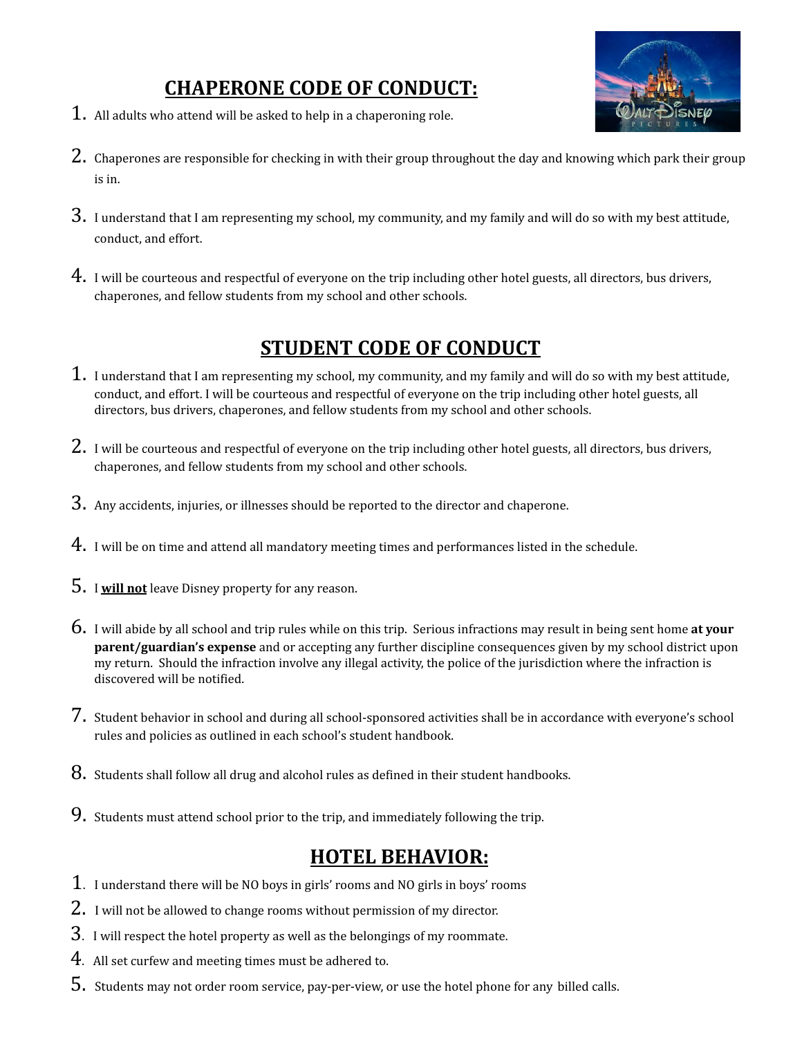## CHAPERONE CODE OF CONDUCT:

1. All adults who attend will be asked to help in a chaperoning role.
2. Chaperones are responsible for checking in with their group throughout the day and knowing which park their group is in.
3. I understand that I am representing my school, my community, and my family and will do so with my best attitude, conduct, and effort.
4. I will be courteous and respectful of everyone on the trip including other hotel guests, all directors, bus drivers, chaperones, and fellow students from my school and other schools.

## STUDENT CODE OF CONDUCT

1. I understand that I am representing my school, my community, and my family and will do so with my best attitude, conduct, and effort. I will be courteous and respectful of everyone on the trip including other hotel guests, all directors, bus drivers, chaperones, and fellow students from my school and other schools.
2. I will be courteous and respectful of everyone on the trip including other hotel guests, all directors, bus drivers, chaperones, and fellow students from my school and other schools.
3. Any accidents, injuries, or illnesses should be reported to the director and chaperone.
4. I will be on time and attend all mandatory meeting times and performances listed in the schedule.
5. I **will not** leave Disney property for any reason.
6. I will abide by all school and trip rules while on this trip. Serious infractions may result in being sent home **at your parent/guardian's expense** and or accepting any further discipline consequences given by my school district upon my return. Should the infraction involve any illegal activity, the police of the jurisdiction where the infraction is discovered will be notified.
7. Student behavior in school and during all school-sponsored activities shall be in accordance with everyone's school rules and policies as outlined in each school's student handbook.
8. Students shall follow all drug and alcohol rules as defined in their student handbooks.
9. Students must attend school prior to the trip, and immediately following the trip.

## HOTEL BEHAVIOR:

1. I understand there will be NO boys in girls' rooms and NO girls in boys' rooms
2. I will not be allowed to change rooms without permission of my director.
3. I will respect the hotel property as well as the belongings of my roommate.
4. All set curfew and meeting times must be adhered to.
5. Students may not order room service, pay-per-view, or use the hotel phone for any billed calls.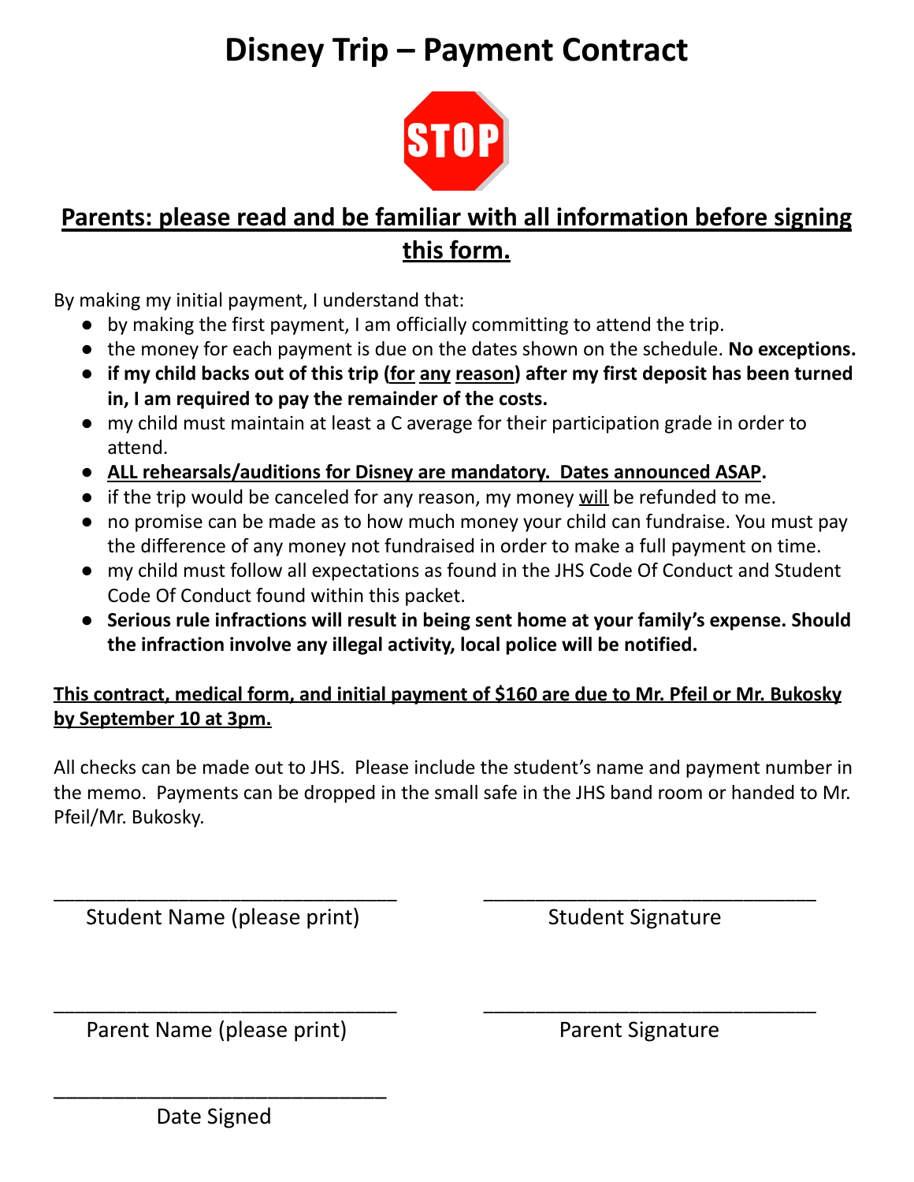# Disney Trip – Payment Contract

STOP

## Parents: please read and be familiar with all information before signing this form.

By making my initial payment, I understand that:

- by making the first payment, I am officially committing to attend the trip.
- the money for each payment is due on the dates shown on the schedule. **No exceptions.**
- **if my child backs out of this trip (for any reason) after my first deposit has been turned in, I am required to pay the remainder of the costs.**
- my child must maintain at least a C average for their participation grade in order to attend.
- **ALL rehearsals/auditions for Disney are mandatory. Dates announced ASAP.**
- if the trip would be canceled for any reason, my money will be refunded to me.
- no promise can be made as to how much money your child can fundraise. You must pay the difference of any money not fundraised in order to make a full payment on time.
- my child must follow all expectations as found in the JHS Code Of Conduct and Student Code Of Conduct found within this packet.
- **Serious rule infractions will result in being sent home at your family's expense. Should the infraction involve any illegal activity, local police will be notified.**

**This contract, medical form, and initial payment of $160 are due to Mr. Pfeil or Mr. Bukosky by September 10 at 3pm.**

All checks can be made out to JHS. Please include the student's name and payment number in the memo. Payments can be dropped in the small safe in the JHS band room or handed to Mr. Pfeil/Mr. Bukosky.

______________________________
Student Name (please print)

______________________________
Student Signature

______________________________
Parent Name (please print)

______________________________
Parent Signature

______________________________
Date Signed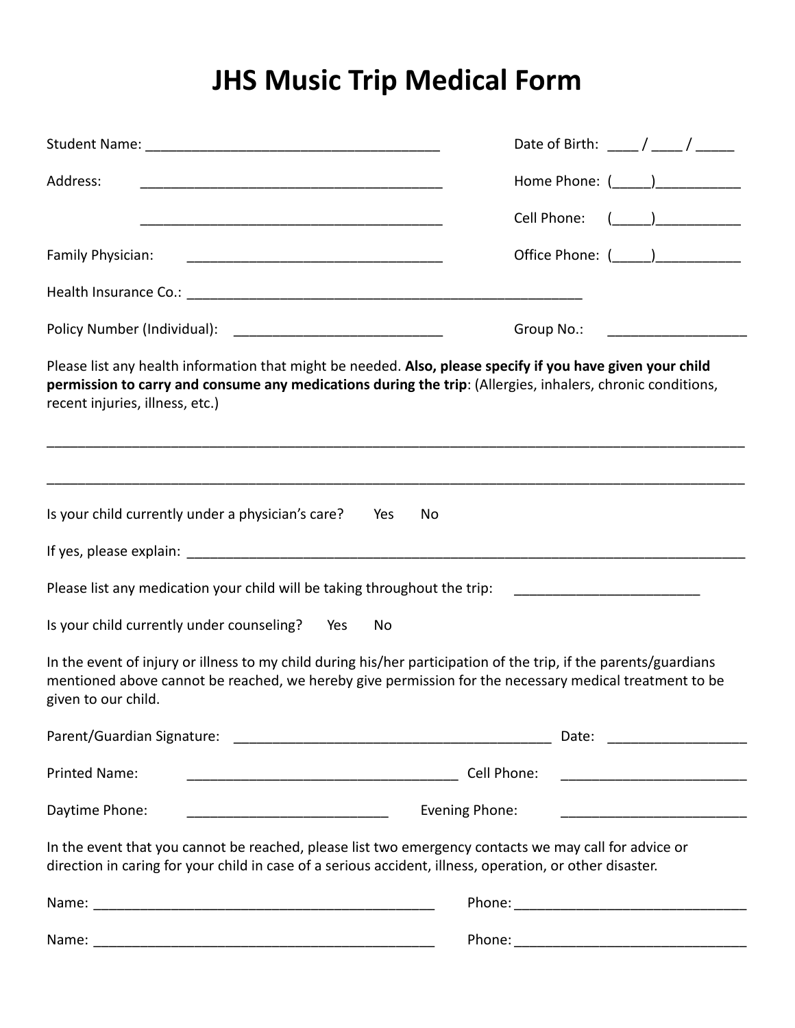# JHS Music Trip Medical Form

Student Name: ______________________________________ Date of Birth: ____ / ____ / _____

Address: ______________________________________ Home Phone: (_____)___________

______________________________________ Cell Phone: (_____)___________

Family Physician: _________________________________ Office Phone: (_____)___________

Health Insurance Co.: _____________________________________________________

Policy Number (Individual): ___________________________ Group No.: __________________

Please list any health information that might be needed. **Also, please specify if you have given your child permission to carry and consume any medications during the trip**: (Allergies, inhalers, chronic conditions, recent injuries, illness, etc.)

_____________________________________________________________________________________________

_____________________________________________________________________________________________

Is your child currently under a physician's care? Yes No

If yes, please explain: ___________________________________________________________________________

Please list any medication your child will be taking throughout the trip: ________________________

Is your child currently under counseling? Yes No

In the event of injury or illness to my child during his/her participation of the trip, if the parents/guardians mentioned above cannot be reached, we hereby give permission for the necessary medical treatment to be given to our child.

Parent/Guardian Signature: __________________________________________ Date: __________________

Printed Name: ____________________________________ Cell Phone: ________________________

Daytime Phone: __________________________ Evening Phone: ________________________

In the event that you cannot be reached, please list two emergency contacts we may call for advice or direction in caring for your child in case of a serious accident, illness, operation, or other disaster.

Name: _____________________________________________ Phone: _______________________________

Name: _____________________________________________ Phone: _______________________________